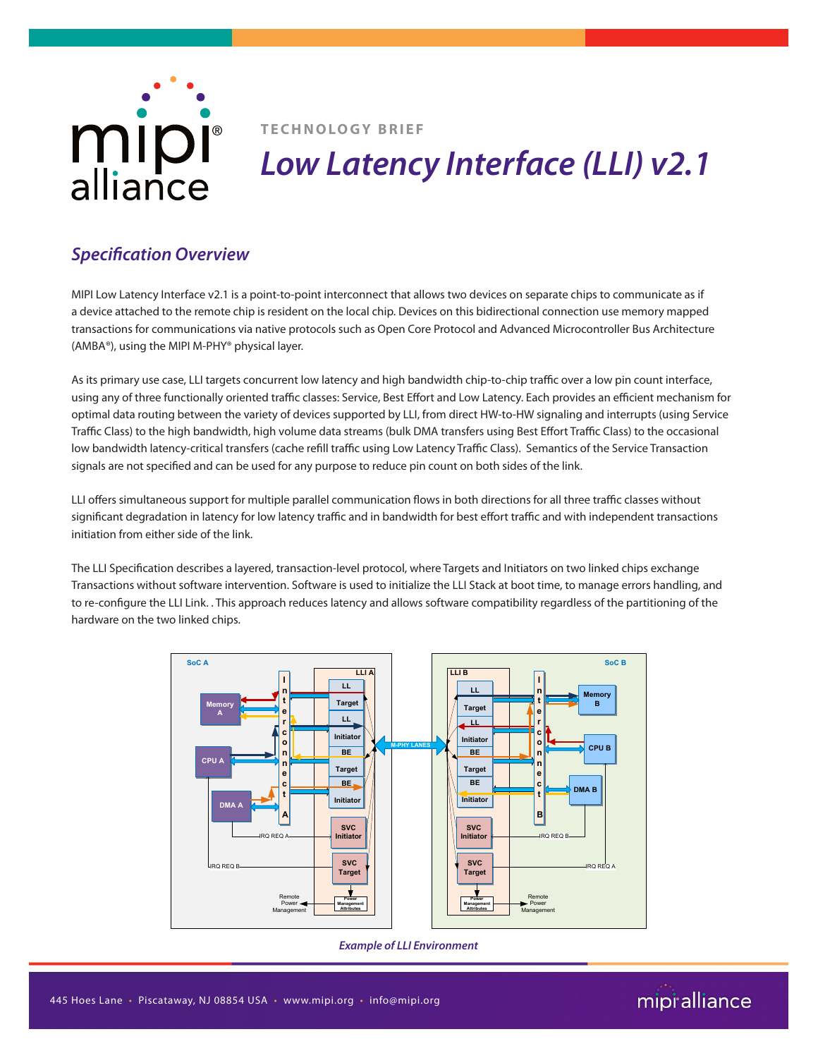TECHNOLOGY BRIEF

# *Low Latency Interface (LLI) v2.1*

## *Specification Overview*

MIPI Low Latency Interface v2.1 is a point-to-point interconnect that allows two devices on separate chips to communicate as if a device attached to the remote chip is resident on the local chip. Devices on this bidirectional connection use memory mapped transactions for communications via native protocols such as Open Core Protocol and Advanced Microcontroller Bus Architecture (AMBA®), using the MIPI M-PHY® physical layer.

As its primary use case, LLI targets concurrent low latency and high bandwidth chip-to-chip traffic over a low pin count interface, using any of three functionally oriented traffic classes: Service, Best Effort and Low Latency. Each provides an efficient mechanism for optimal data routing between the variety of devices supported by LLI, from direct HW-to-HW signaling and interrupts (using Service Traffic Class) to the high bandwidth, high volume data streams (bulk DMA transfers using Best Effort Traffic Class) to the occasional low bandwidth latency-critical transfers (cache refill traffic using Low Latency Traffic Class). Semantics of the Service Transaction signals are not specified and can be used for any purpose to reduce pin count on both sides of the link.

LLI offers simultaneous support for multiple parallel communication flows in both directions for all three traffic classes without significant degradation in latency for low latency traffic and in bandwidth for best effort traffic and with independent transactions initiation from either side of the link.

The LLI Specification describes a layered, transaction-level protocol, where Targets and Initiators on two linked chips exchange Transactions without software intervention. Software is used to initialize the LLI Stack at boot time, to manage errors handling, and to re-configure the LLI Link. . This approach reduces latency and allows software compatibility regardless of the partitioning of the hardware on the two linked chips.

*Example of LLI Environment*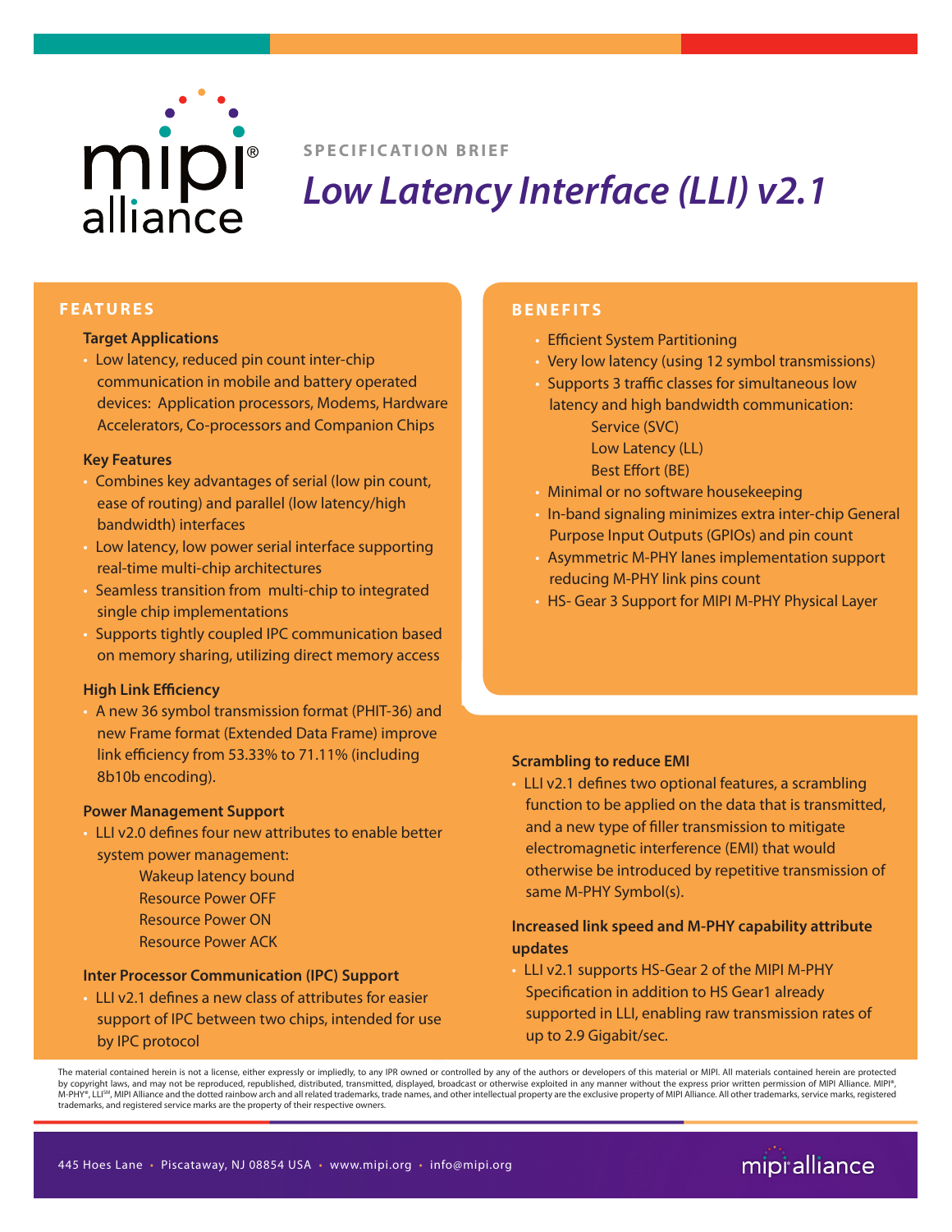SPECIFICATION BRIEF

# *Low Latency Interface (LLI) v2.1*

## FEATURES

### Target Applications

- Low latency, reduced pin count inter-chip communication in mobile and battery operated devices: Application processors, Modems, Hardware Accelerators, Co-processors and Companion Chips

### Key Features

- Combines key advantages of serial (low pin count, ease of routing) and parallel (low latency/high bandwidth) interfaces
- Low latency, low power serial interface supporting real-time multi-chip architectures
- Seamless transition from multi-chip to integrated single chip implementations
- Supports tightly coupled IPC communication based on memory sharing, utilizing direct memory access

### High Link Efficiency

- A new 36 symbol transmission format (PHIT-36) and new Frame format (Extended Data Frame) improve link efficiency from 53.33% to 71.11% (including 8b10b encoding).

### Power Management Support

- LLI v2.0 defines four new attributes to enable better system power management:
  - Wakeup latency bound
  - Resource Power OFF
  - Resource Power ON
  - Resource Power ACK

### Inter Processor Communication (IPC) Support

- LLI v2.1 defines a new class of attributes for easier support of IPC between two chips, intended for use by IPC protocol

## BENEFITS

- Efficient System Partitioning
- Very low latency (using 12 symbol transmissions)
- Supports 3 traffic classes for simultaneous low latency and high bandwidth communication:
  - Service (SVC)
  - Low Latency (LL)
  - Best Effort (BE)
- Minimal or no software housekeeping
- In-band signaling minimizes extra inter-chip General Purpose Input Outputs (GPIOs) and pin count
- Asymmetric M-PHY lanes implementation support reducing M-PHY link pins count
- HS- Gear 3 Support for MIPI M-PHY Physical Layer

### Scrambling to reduce EMI

- LLI v2.1 defines two optional features, a scrambling function to be applied on the data that is transmitted, and a new type of filler transmission to mitigate electromagnetic interference (EMI) that would otherwise be introduced by repetitive transmission of same M-PHY Symbol(s).

### Increased link speed and M-PHY capability attribute updates

- LLI v2.1 supports HS-Gear 2 of the MIPI M-PHY Specification in addition to HS Gear1 already supported in LLI, enabling raw transmission rates of up to 2.9 Gigabit/sec.

The material contained herein is not a license, either expressly or impliedly, to any IPR owned or controlled by any of the authors or developers of this material or MIPI. All materials contained herein are protected by copyright laws, and may not be reproduced, republished, distributed, transmitted, displayed, broadcast or otherwise exploited in any manner without the express prior written permission of MIPI Alliance. MIPI®, M-PHY®, LLI℠, MIPI Alliance and the dotted rainbow arch and all related trademarks, trade names, and other intellectual property are the exclusive property of MIPI Alliance. All other trademarks, service marks, registered trademarks, and registered service marks are the property of their respective owners.

445 Hoes Lane • Piscataway, NJ 08854 USA • www.mipi.org • info@mipi.org